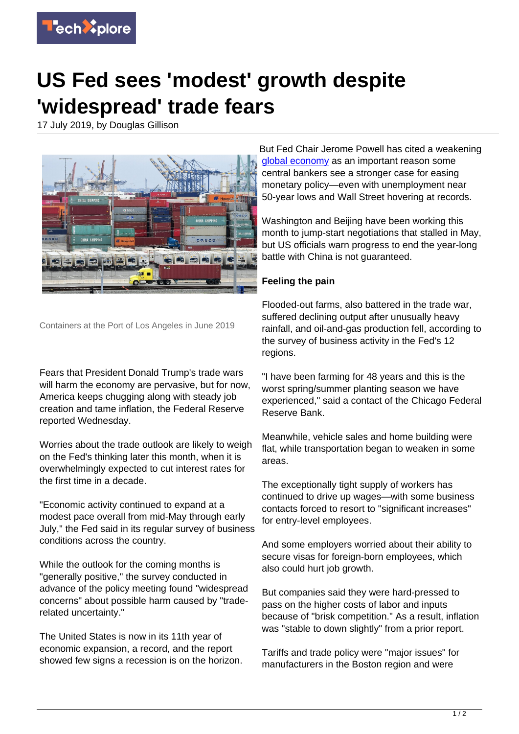# US Fed sees 'modest' growth despite 'widespread' trade fears

17 July 2019, by Douglas Gillison

Containers at the Port of Los Angeles in June 2019

Fears that President Donald Trump's trade wars will harm the economy are pervasive, but for now, America keeps chugging along with steady job creation and tame inflation, the Federal Reserve reported Wednesday.

Worries about the trade outlook are likely to weigh on the Fed's thinking later this month, when it is overwhelmingly expected to cut interest rates for the first time in a decade.

"Economic activity continued to expand at a modest pace overall from mid-May through early July," the Fed said in its regular survey of business conditions across the country.

While the outlook for the coming months is "generally positive," the survey conducted in advance of the policy meeting found "widespread concerns" about possible harm caused by "trade-related uncertainty."

The United States is now in its 11th year of economic expansion, a record, and the report showed few signs a recession is on the horizon.

But Fed Chair Jerome Powell has cited a weakening global economy as an important reason some central bankers see a stronger case for easing monetary policy—even with unemployment near 50-year lows and Wall Street hovering at records.

Washington and Beijing have been working this month to jump-start negotiations that stalled in May, but US officials warn progress to end the year-long battle with China is not guaranteed.

## Feeling the pain

Flooded-out farms, also battered in the trade war, suffered declining output after unusually heavy rainfall, and oil-and-gas production fell, according to the survey of business activity in the Fed's 12 regions.

"I have been farming for 48 years and this is the worst spring/summer planting season we have experienced," said a contact of the Chicago Federal Reserve Bank.

Meanwhile, vehicle sales and home building were flat, while transportation began to weaken in some areas.

The exceptionally tight supply of workers has continued to drive up wages—with some business contacts forced to resort to "significant increases" for entry-level employees.

And some employers worried about their ability to secure visas for foreign-born employees, which also could hurt job growth.

But companies said they were hard-pressed to pass on the higher costs of labor and inputs because of "brisk competition." As a result, inflation was "stable to down slightly" from a prior report.

Tariffs and trade policy were "major issues" for manufacturers in the Boston region and were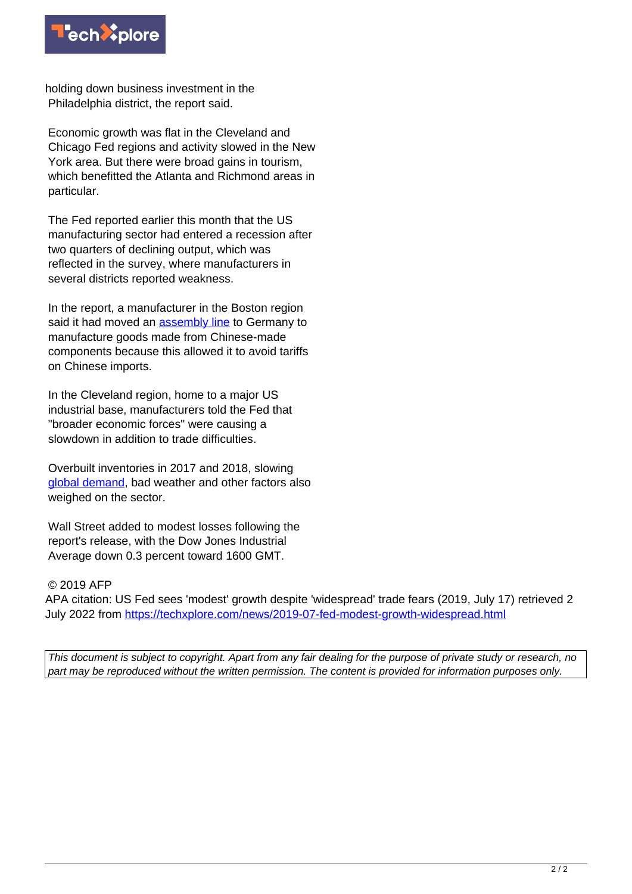holding down business investment in the Philadelphia district, the report said.

Economic growth was flat in the Cleveland and Chicago Fed regions and activity slowed in the New York area. But there were broad gains in tourism, which benefitted the Atlanta and Richmond areas in particular.

The Fed reported earlier this month that the US manufacturing sector had entered a recession after two quarters of declining output, which was reflected in the survey, where manufacturers in several districts reported weakness.

In the report, a manufacturer in the Boston region said it had moved an [assembly line](https://techxplore.com/tags/assembly+line/) to Germany to manufacture goods made from Chinese-made components because this allowed it to avoid tariffs on Chinese imports.

In the Cleveland region, home to a major US industrial base, manufacturers told the Fed that "broader economic forces" were causing a slowdown in addition to trade difficulties.

Overbuilt inventories in 2017 and 2018, slowing [global demand](https://techxplore.com/tags/global+demand/), bad weather and other factors also weighed on the sector.

Wall Street added to modest losses following the report's release, with the Dow Jones Industrial Average down 0.3 percent toward 1600 GMT.

© 2019 AFP

APA citation: US Fed sees 'modest' growth despite 'widespread' trade fears (2019, July 17) retrieved 2 July 2022 from https://techxplore.com/news/2019-07-fed-modest-growth-widespread.html

*This document is subject to copyright. Apart from any fair dealing for the purpose of private study or research, no part may be reproduced without the written permission. The content is provided for information purposes only.*